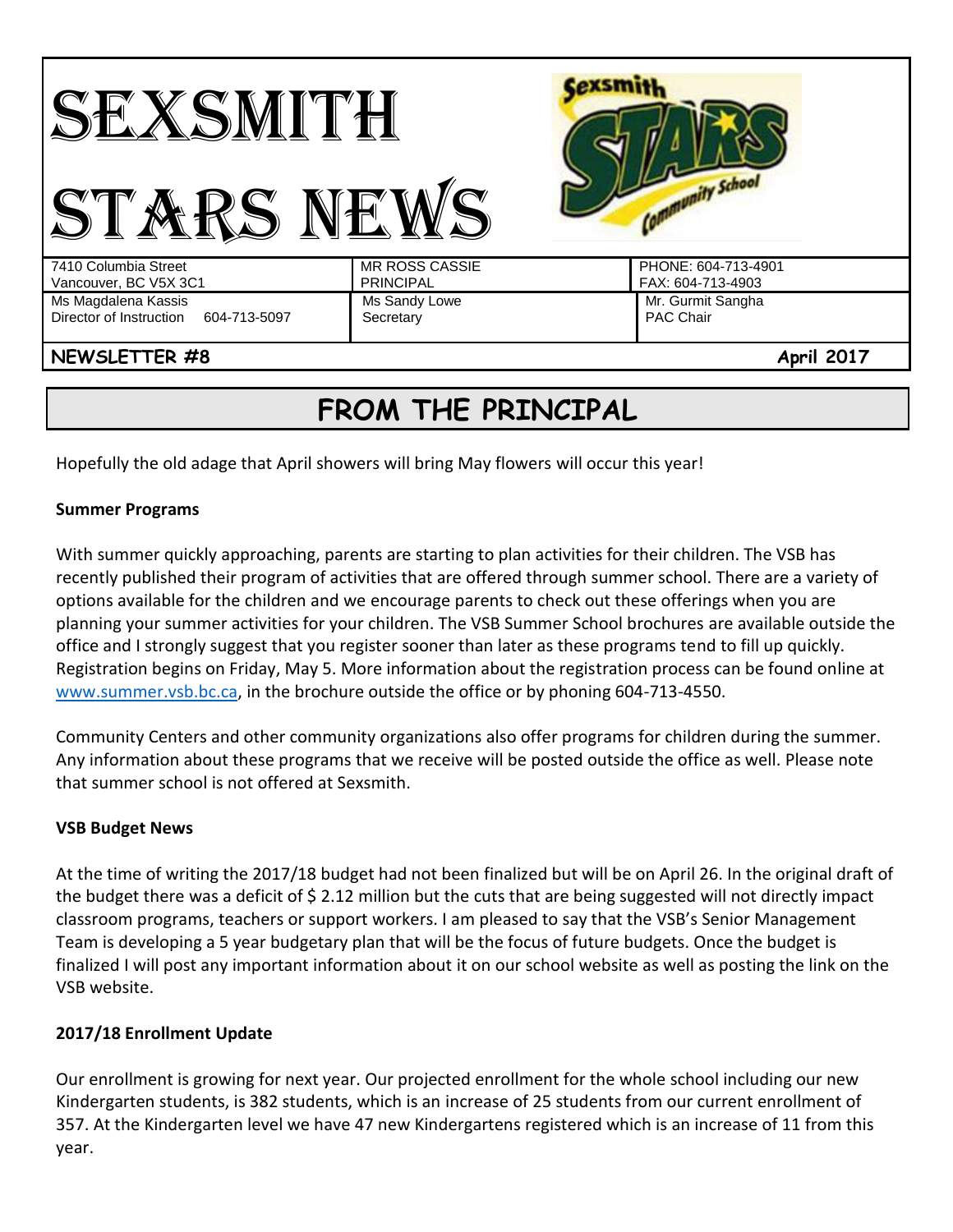# SEXSMITH STARS NEWS

| 7410 Columbia Street<br>Vancouver, BC V5X 3C1 | MR ROSS CASSIE<br>PRINCIPAL | PHONE: 604-713-4901<br>FAX: 604-713-4903 |
|---|---|---|
| Ms Magdalena Kassis<br>Director of Instruction 604-713-5097 | Ms Sandy Lowe<br>Secretary | Mr. Gurmit Sangha<br>PAC Chair |

**NEWSLETTER #8** **April 2017**

## FROM THE PRINCIPAL

Hopefully the old adage that April showers will bring May flowers will occur this year!

**Summer Programs**

With summer quickly approaching, parents are starting to plan activities for their children. The VSB has recently published their program of activities that are offered through summer school. There are a variety of options available for the children and we encourage parents to check out these offerings when you are planning your summer activities for your children. The VSB Summer School brochures are available outside the office and I strongly suggest that you register sooner than later as these programs tend to fill up quickly. Registration begins on Friday, May 5. More information about the registration process can be found online at www.summer.vsb.bc.ca, in the brochure outside the office or by phoning 604-713-4550.

Community Centers and other community organizations also offer programs for children during the summer. Any information about these programs that we receive will be posted outside the office as well. Please note that summer school is not offered at Sexsmith.

**VSB Budget News**

At the time of writing the 2017/18 budget had not been finalized but will be on April 26. In the original draft of the budget there was a deficit of $ 2.12 million but the cuts that are being suggested will not directly impact classroom programs, teachers or support workers. I am pleased to say that the VSB's Senior Management Team is developing a 5 year budgetary plan that will be the focus of future budgets. Once the budget is finalized I will post any important information about it on our school website as well as posting the link on the VSB website.

**2017/18 Enrollment Update**

Our enrollment is growing for next year. Our projected enrollment for the whole school including our new Kindergarten students, is 382 students, which is an increase of 25 students from our current enrollment of 357. At the Kindergarten level we have 47 new Kindergartens registered which is an increase of 11 from this year.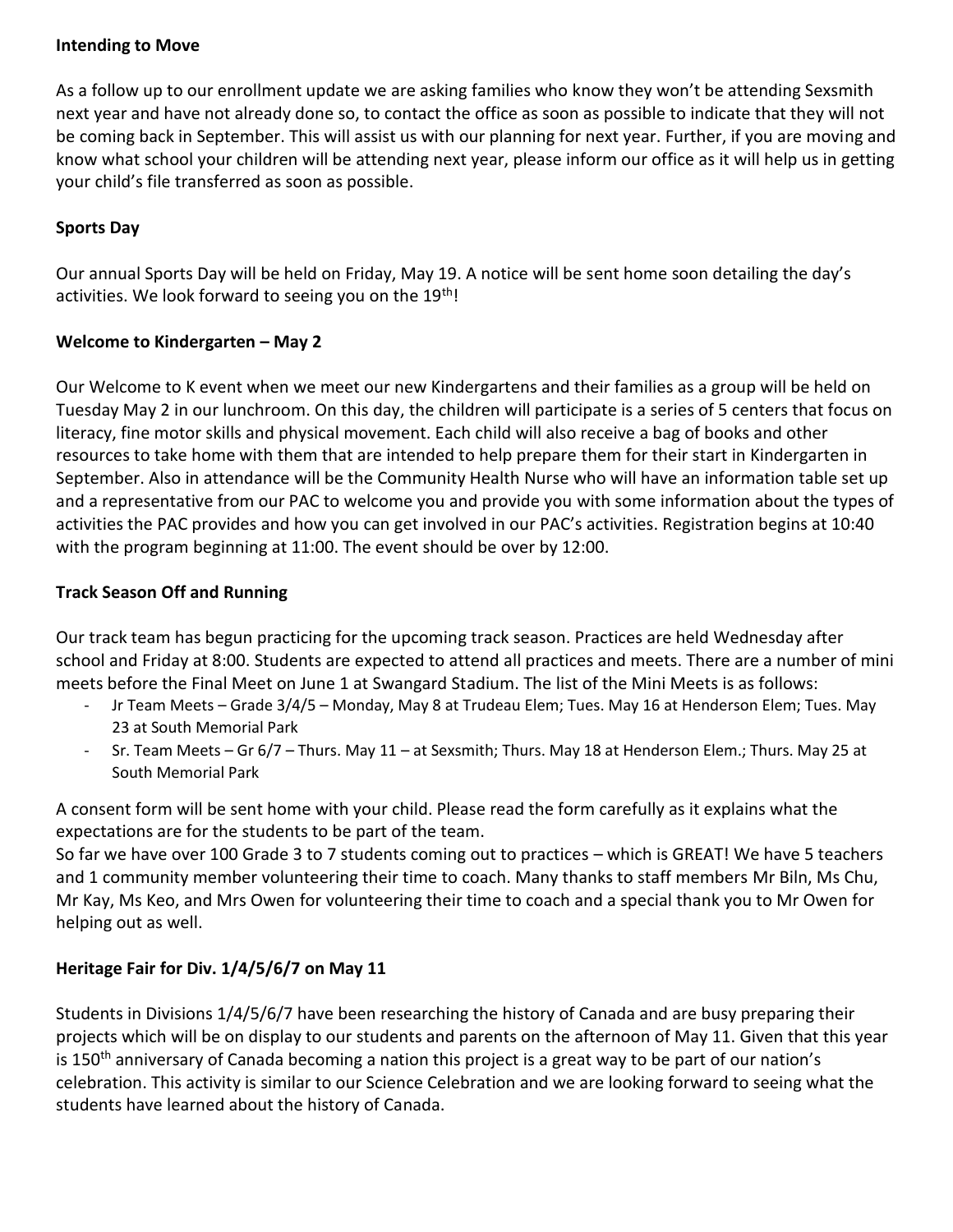**Intending to Move**

As a follow up to our enrollment update we are asking families who know they won't be attending Sexsmith next year and have not already done so, to contact the office as soon as possible to indicate that they will not be coming back in September. This will assist us with our planning for next year. Further, if you are moving and know what school your children will be attending next year, please inform our office as it will help us in getting your child's file transferred as soon as possible.

**Sports Day**

Our annual Sports Day will be held on Friday, May 19. A notice will be sent home soon detailing the day's activities. We look forward to seeing you on the 19th!

**Welcome to Kindergarten – May 2**

Our Welcome to K event when we meet our new Kindergartens and their families as a group will be held on Tuesday May 2 in our lunchroom. On this day, the children will participate is a series of 5 centers that focus on literacy, fine motor skills and physical movement. Each child will also receive a bag of books and other resources to take home with them that are intended to help prepare them for their start in Kindergarten in September. Also in attendance will be the Community Health Nurse who will have an information table set up and a representative from our PAC to welcome you and provide you with some information about the types of activities the PAC provides and how you can get involved in our PAC's activities. Registration begins at 10:40 with the program beginning at 11:00. The event should be over by 12:00.

**Track Season Off and Running**

Our track team has begun practicing for the upcoming track season. Practices are held Wednesday after school and Friday at 8:00. Students are expected to attend all practices and meets. There are a number of mini meets before the Final Meet on June 1 at Swangard Stadium. The list of the Mini Meets is as follows:

- Jr Team Meets – Grade 3/4/5 – Monday, May 8 at Trudeau Elem; Tues. May 16 at Henderson Elem; Tues. May 23 at South Memorial Park
- Sr. Team Meets – Gr 6/7 – Thurs. May 11 – at Sexsmith; Thurs. May 18 at Henderson Elem.; Thurs. May 25 at South Memorial Park

A consent form will be sent home with your child. Please read the form carefully as it explains what the expectations are for the students to be part of the team.

So far we have over 100 Grade 3 to 7 students coming out to practices – which is GREAT! We have 5 teachers and 1 community member volunteering their time to coach. Many thanks to staff members Mr Biln, Ms Chu, Mr Kay, Ms Keo, and Mrs Owen for volunteering their time to coach and a special thank you to Mr Owen for helping out as well.

**Heritage Fair for Div. 1/4/5/6/7 on May 11**

Students in Divisions 1/4/5/6/7 have been researching the history of Canada and are busy preparing their projects which will be on display to our students and parents on the afternoon of May 11. Given that this year is 150th anniversary of Canada becoming a nation this project is a great way to be part of our nation's celebration. This activity is similar to our Science Celebration and we are looking forward to seeing what the students have learned about the history of Canada.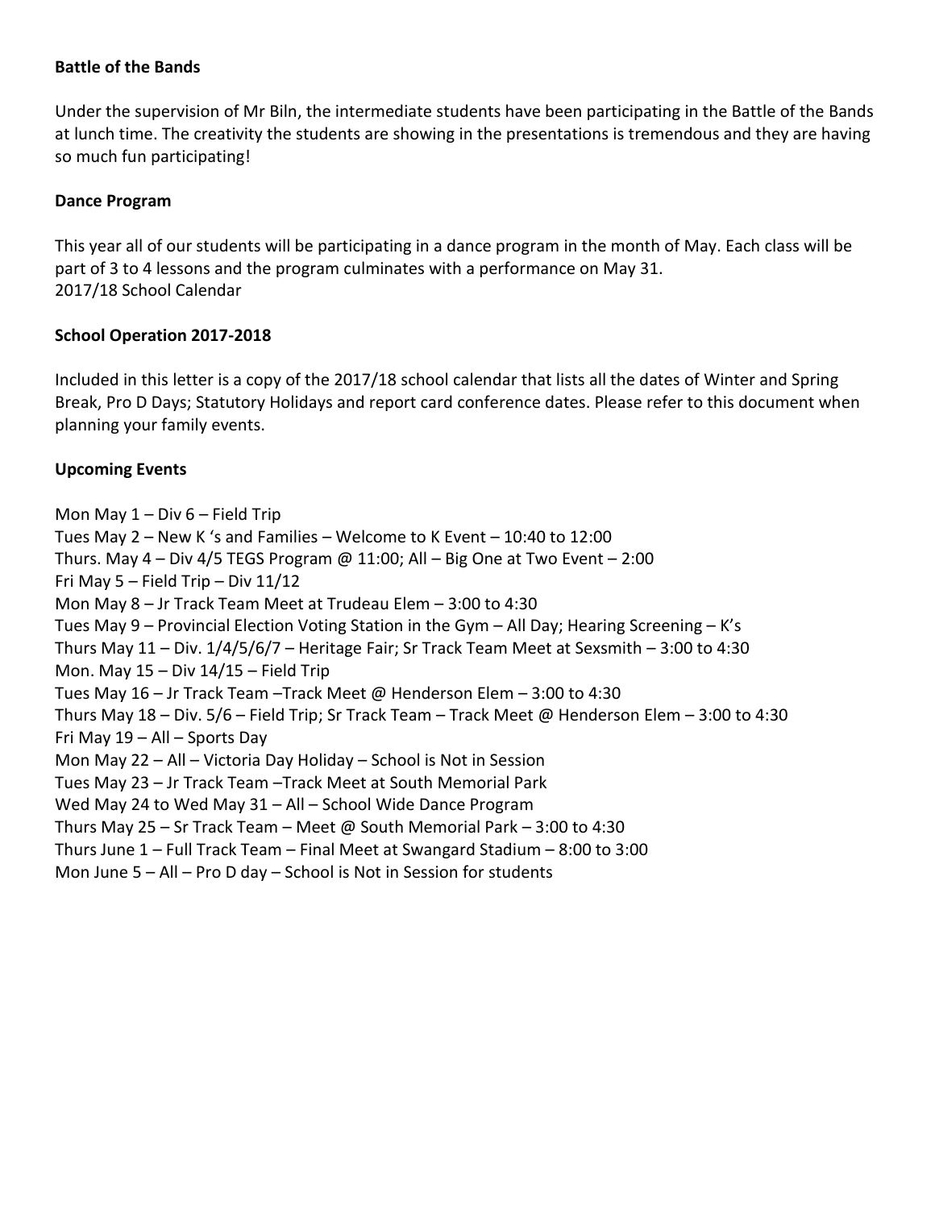**Battle of the Bands**

Under the supervision of Mr Biln, the intermediate students have been participating in the Battle of the Bands at lunch time. The creativity the students are showing in the presentations is tremendous and they are having so much fun participating!

**Dance Program**

This year all of our students will be participating in a dance program in the month of May. Each class will be part of 3 to 4 lessons and the program culminates with a performance on May 31.
2017/18 School Calendar

**School Operation 2017-2018**

Included in this letter is a copy of the 2017/18 school calendar that lists all the dates of Winter and Spring Break, Pro D Days; Statutory Holidays and report card conference dates. Please refer to this document when planning your family events.

**Upcoming Events**

Mon May 1 – Div 6 – Field Trip
Tues May 2 – New K 's and Families – Welcome to K Event – 10:40 to 12:00
Thurs. May 4 – Div 4/5 TEGS Program @ 11:00; All – Big One at Two Event – 2:00
Fri May 5 – Field Trip – Div 11/12
Mon May 8 – Jr Track Team Meet at Trudeau Elem – 3:00 to 4:30
Tues May 9 – Provincial Election Voting Station in the Gym – All Day; Hearing Screening – K's
Thurs May 11 – Div. 1/4/5/6/7 – Heritage Fair; Sr Track Team Meet at Sexsmith – 3:00 to 4:30
Mon. May 15 – Div 14/15 – Field Trip
Tues May 16 – Jr Track Team –Track Meet @ Henderson Elem – 3:00 to 4:30
Thurs May 18 – Div. 5/6 – Field Trip; Sr Track Team – Track Meet @ Henderson Elem – 3:00 to 4:30
Fri May 19 – All – Sports Day
Mon May 22 – All – Victoria Day Holiday – School is Not in Session
Tues May 23 – Jr Track Team –Track Meet at South Memorial Park
Wed May 24 to Wed May 31 – All – School Wide Dance Program
Thurs May 25 – Sr Track Team – Meet @ South Memorial Park – 3:00 to 4:30
Thurs June 1 – Full Track Team – Final Meet at Swangard Stadium – 8:00 to 3:00
Mon June 5 – All – Pro D day – School is Not in Session for students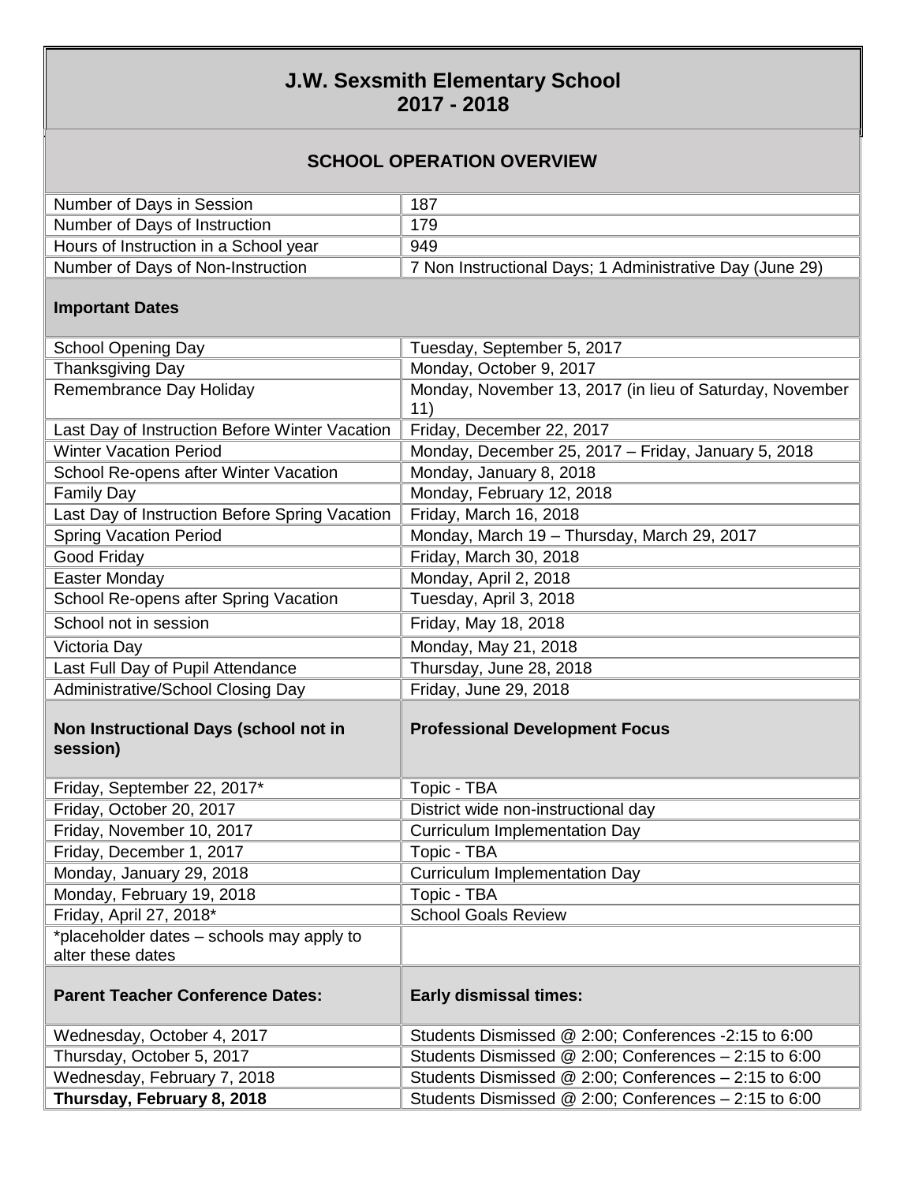# J.W. Sexsmith Elementary School
# 2017 - 2018

## SCHOOL OPERATION OVERVIEW

| | |
|---|---|
| Number of Days in Session | 187 |
| Number of Days of Instruction | 179 |
| Hours of Instruction in a School year | 949 |
| Number of Days of Non-Instruction | 7 Non Instructional Days; 1 Administrative Day (June 29) |
| **Important Dates** | |
| School Opening Day | Tuesday, September 5, 2017 |
| Thanksgiving Day | Monday, October 9, 2017 |
| Remembrance Day Holiday | Monday, November 13, 2017 (in lieu of Saturday, November 11) |
| Last Day of Instruction Before Winter Vacation | Friday, December 22, 2017 |
| Winter Vacation Period | Monday, December 25, 2017 – Friday, January 5, 2018 |
| School Re-opens after Winter Vacation | Monday, January 8, 2018 |
| Family Day | Monday, February 12, 2018 |
| Last Day of Instruction Before Spring Vacation | Friday, March 16, 2018 |
| Spring Vacation Period | Monday, March 19 – Thursday, March 29, 2017 |
| Good Friday | Friday, March 30, 2018 |
| Easter Monday | Monday, April 2, 2018 |
| School Re-opens after Spring Vacation | Tuesday, April 3, 2018 |
| School not in session | Friday, May 18, 2018 |
| Victoria Day | Monday, May 21, 2018 |
| Last Full Day of Pupil Attendance | Thursday, June 28, 2018 |
| Administrative/School Closing Day | Friday, June 29, 2018 |
| **Non Instructional Days (school not in session)** | **Professional Development Focus** |
| Friday, September 22, 2017* | Topic - TBA |
| Friday, October 20, 2017 | District wide non-instructional day |
| Friday, November 10, 2017 | Curriculum Implementation Day |
| Friday, December 1, 2017 | Topic - TBA |
| Monday, January 29, 2018 | Curriculum Implementation Day |
| Monday, February 19, 2018 | Topic - TBA |
| Friday, April 27, 2018* | School Goals Review |
| *placeholder dates – schools may apply to alter these dates | |
| **Parent Teacher Conference Dates:** | **Early dismissal times:** |
| Wednesday, October 4, 2017 | Students Dismissed @ 2:00; Conferences -2:15 to 6:00 |
| Thursday, October 5, 2017 | Students Dismissed @ 2:00; Conferences – 2:15 to 6:00 |
| Wednesday, February 7, 2018 | Students Dismissed @ 2:00; Conferences – 2:15 to 6:00 |
| **Thursday, February 8, 2018** | Students Dismissed @ 2:00; Conferences – 2:15 to 6:00 |